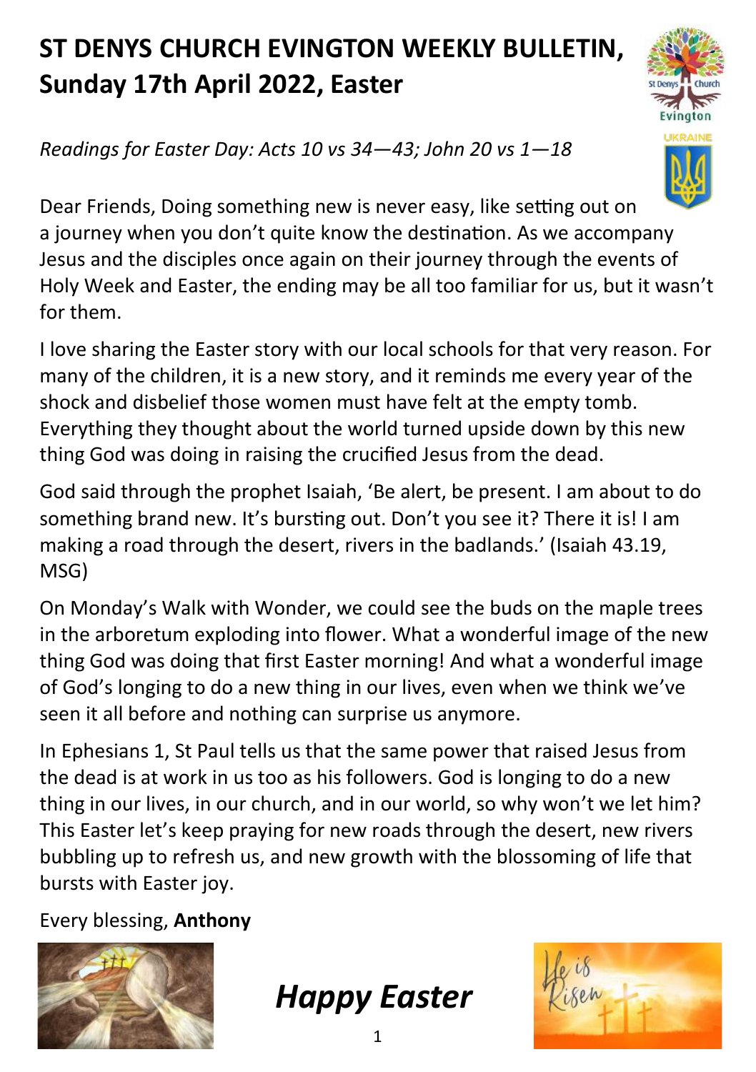# ST DENYS CHURCH EVINGTON WEEKLY BULLETIN, Sunday 17th April 2022, Easter

*Readings for Easter Day: Acts 10 vs 34—43; John 20 vs 1—18*

Dear Friends, Doing something new is never easy, like setting out on a journey when you don't quite know the destination. As we accompany Jesus and the disciples once again on their journey through the events of Holy Week and Easter, the ending may be all too familiar for us, but it wasn't for them.

I love sharing the Easter story with our local schools for that very reason. For many of the children, it is a new story, and it reminds me every year of the shock and disbelief those women must have felt at the empty tomb. Everything they thought about the world turned upside down by this new thing God was doing in raising the crucified Jesus from the dead.

God said through the prophet Isaiah, 'Be alert, be present. I am about to do something brand new. It's bursting out. Don't you see it? There it is! I am making a road through the desert, rivers in the badlands.' (Isaiah 43.19, MSG)

On Monday's Walk with Wonder, we could see the buds on the maple trees in the arboretum exploding into flower. What a wonderful image of the new thing God was doing that first Easter morning! And what a wonderful image of God's longing to do a new thing in our lives, even when we think we've seen it all before and nothing can surprise us anymore.

In Ephesians 1, St Paul tells us that the same power that raised Jesus from the dead is at work in us too as his followers. God is longing to do a new thing in our lives, in our church, and in our world, so why won't we let him? This Easter let's keep praying for new roads through the desert, new rivers bubbling up to refresh us, and new growth with the blossoming of life that bursts with Easter joy.

Every blessing, **Anthony**

***Happy Easter***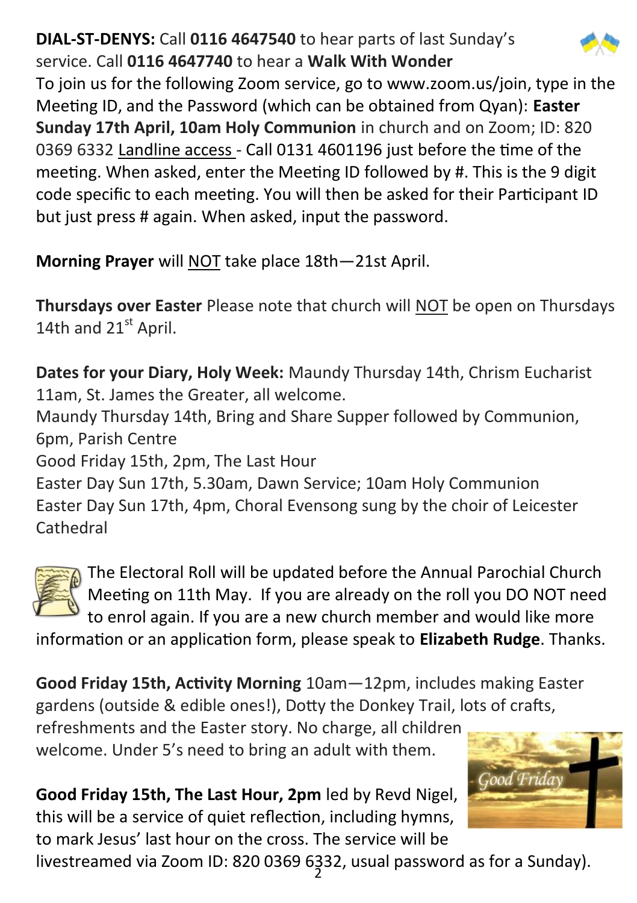**DIAL-ST-DENYS:** Call **0116 4647540** to hear parts of last Sunday's service. Call **0116 4647740** to hear a **Walk With Wonder**

To join us for the following Zoom service, go to www.zoom.us/join, type in the Meeting ID, and the Password (which can be obtained from Qyan): **Easter Sunday 17th April, 10am Holy Communion** in church and on Zoom; ID: 820 0369 6332 Landline access - Call 0131 4601196 just before the time of the meeting. When asked, enter the Meeting ID followed by #. This is the 9 digit code specific to each meeting. You will then be asked for their Participant ID but just press # again. When asked, input the password.

**Morning Prayer** will NOT take place 18th—21st April.

**Thursdays over Easter** Please note that church will NOT be open on Thursdays 14th and 21st April.

**Dates for your Diary, Holy Week:** Maundy Thursday 14th, Chrism Eucharist 11am, St. James the Greater, all welcome.

Maundy Thursday 14th, Bring and Share Supper followed by Communion, 6pm, Parish Centre

Good Friday 15th, 2pm, The Last Hour

Easter Day Sun 17th, 5.30am, Dawn Service; 10am Holy Communion

Easter Day Sun 17th, 4pm, Choral Evensong sung by the choir of Leicester Cathedral

The Electoral Roll will be updated before the Annual Parochial Church Meeting on 11th May. If you are already on the roll you DO NOT need to enrol again. If you are a new church member and would like more information or an application form, please speak to **Elizabeth Rudge**. Thanks.

**Good Friday 15th, Activity Morning** 10am—12pm, includes making Easter gardens (outside & edible ones!), Dotty the Donkey Trail, lots of crafts, refreshments and the Easter story. No charge, all children welcome. Under 5's need to bring an adult with them.

**Good Friday 15th, The Last Hour, 2pm** led by Revd Nigel, this will be a service of quiet reflection, including hymns, to mark Jesus' last hour on the cross. The service will be livestreamed via Zoom ID: 820 0369 6332, usual password as for a Sunday).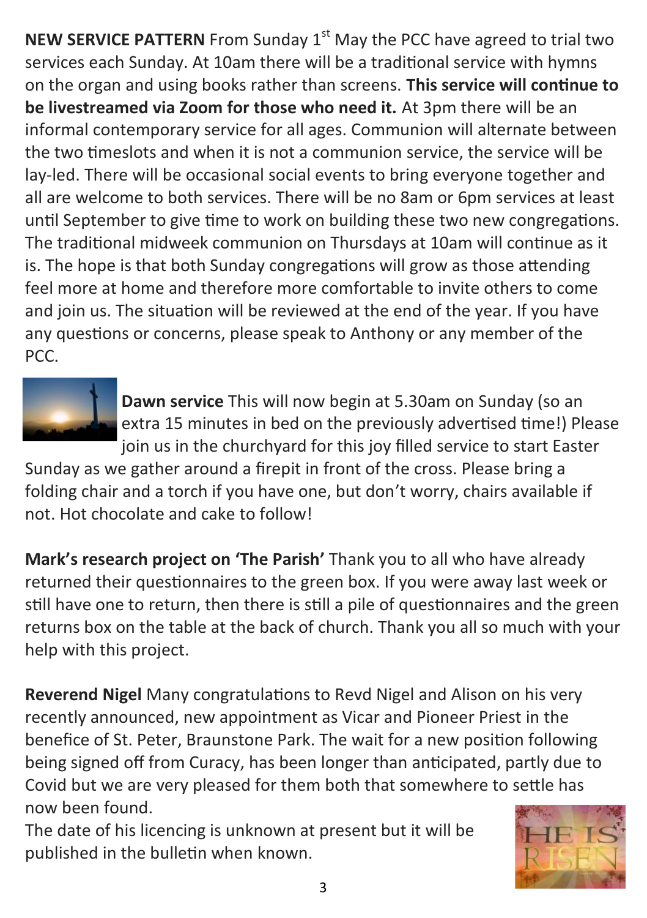**NEW SERVICE PATTERN** From Sunday 1st May the PCC have agreed to trial two services each Sunday. At 10am there will be a traditional service with hymns on the organ and using books rather than screens. **This service will continue to be livestreamed via Zoom for those who need it.** At 3pm there will be an informal contemporary service for all ages. Communion will alternate between the two timeslots and when it is not a communion service, the service will be lay-led. There will be occasional social events to bring everyone together and all are welcome to both services. There will be no 8am or 6pm services at least until September to give time to work on building these two new congregations. The traditional midweek communion on Thursdays at 10am will continue as it is. The hope is that both Sunday congregations will grow as those attending feel more at home and therefore more comfortable to invite others to come and join us. The situation will be reviewed at the end of the year. If you have any questions or concerns, please speak to Anthony or any member of the PCC.

**Dawn service** This will now begin at 5.30am on Sunday (so an extra 15 minutes in bed on the previously advertised time!) Please join us in the churchyard for this joy filled service to start Easter Sunday as we gather around a firepit in front of the cross. Please bring a folding chair and a torch if you have one, but don't worry, chairs available if not. Hot chocolate and cake to follow!

**Mark's research project on 'The Parish'** Thank you to all who have already returned their questionnaires to the green box. If you were away last week or still have one to return, then there is still a pile of questionnaires and the green returns box on the table at the back of church. Thank you all so much with your help with this project.

**Reverend Nigel** Many congratulations to Revd Nigel and Alison on his very recently announced, new appointment as Vicar and Pioneer Priest in the benefice of St. Peter, Braunstone Park. The wait for a new position following being signed off from Curacy, has been longer than anticipated, partly due to Covid but we are very pleased for them both that somewhere to settle has now been found.

The date of his licencing is unknown at present but it will be published in the bulletin when known.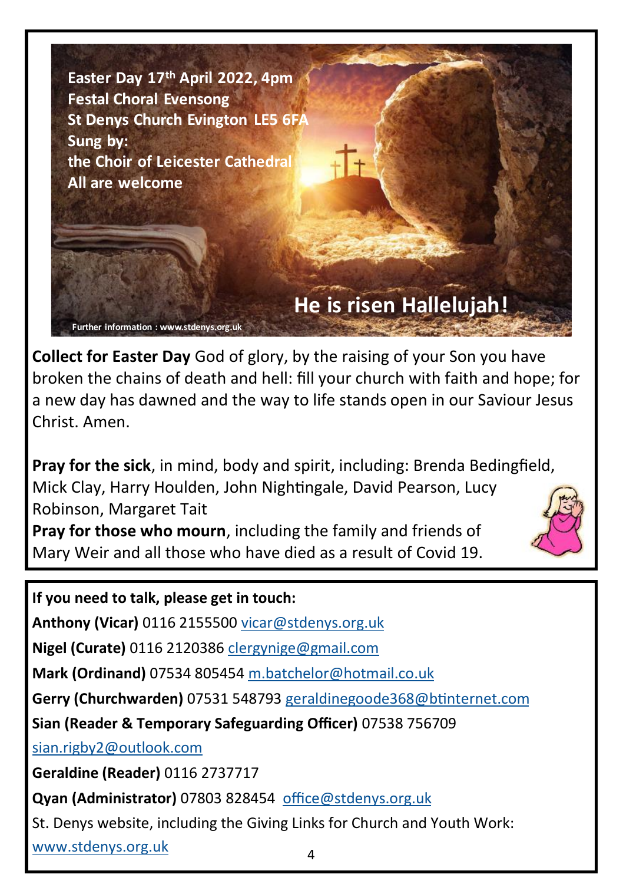**Easter Day 17th April 2022, 4pm**
**Festal Choral Evensong**
**St Denys Church Evington LE5 6FA**
**Sung by:**
**the Choir of Leicester Cathedral**
**All are welcome**

**He is risen Hallelujah!**

Further information : www.stdenys.org.uk

**Collect for Easter Day** God of glory, by the raising of your Son you have broken the chains of death and hell: fill your church with faith and hope; for a new day has dawned and the way to life stands open in our Saviour Jesus Christ. Amen.

**Pray for the sick**, in mind, body and spirit, including: Brenda Bedingfield, Mick Clay, Harry Houlden, John Nightingale, David Pearson, Lucy Robinson, Margaret Tait

**Pray for those who mourn**, including the family and friends of Mary Weir and all those who have died as a result of Covid 19.

**If you need to talk, please get in touch:**

**Anthony (Vicar)** 0116 2155500 vicar@stdenys.org.uk

**Nigel (Curate)** 0116 2120386 clergynige@gmail.com

**Mark (Ordinand)** 07534 805454 m.batchelor@hotmail.co.uk

**Gerry (Churchwarden)** 07531 548793 geraldinegoode368@btinternet.com

**Sian (Reader & Temporary Safeguarding Officer)** 07538 756709 sian.rigby2@outlook.com

**Geraldine (Reader)** 0116 2737717

**Qyan (Administrator)** 07803 828454 office@stdenys.org.uk

St. Denys website, including the Giving Links for Church and Youth Work: www.stdenys.org.uk